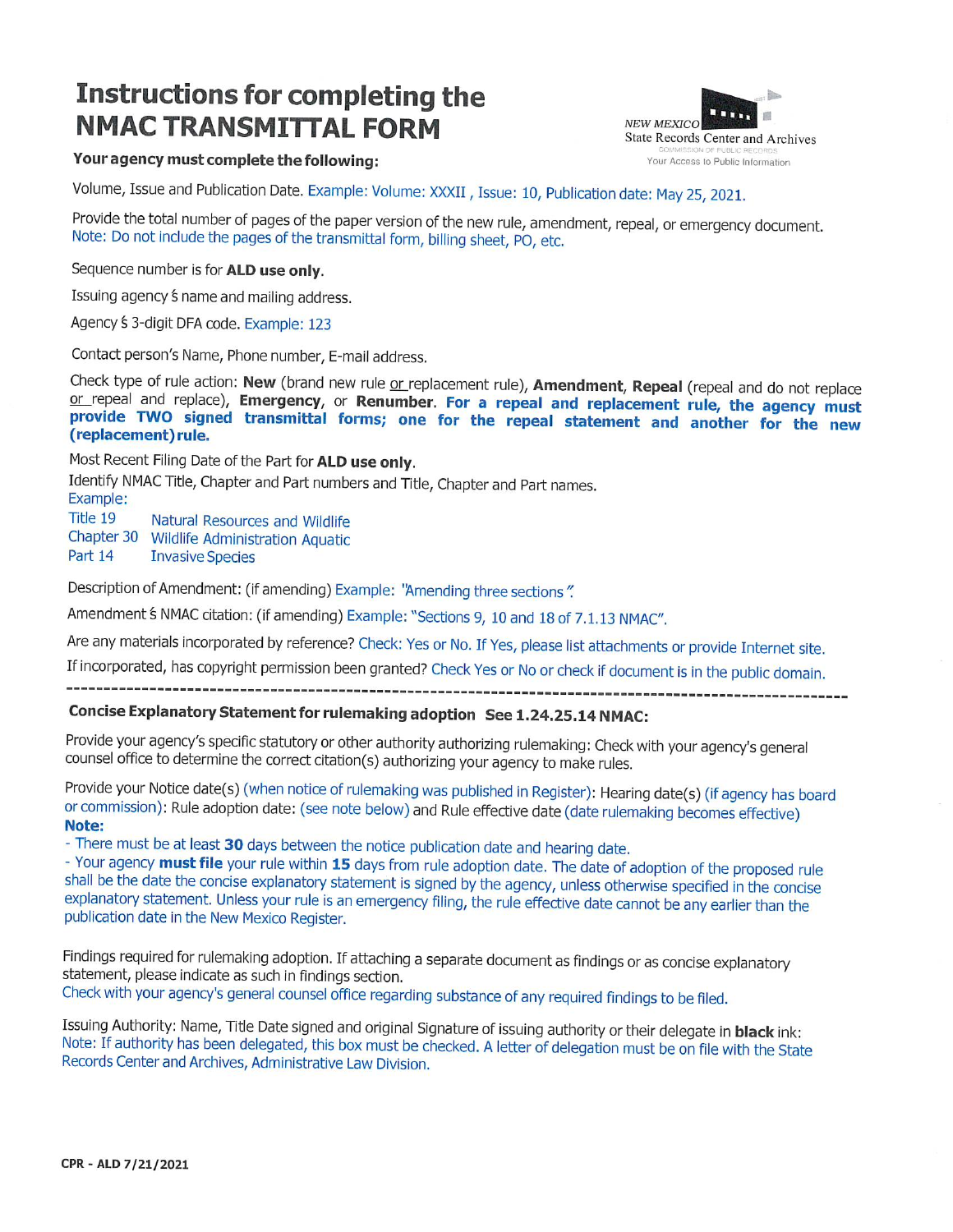# Instructions for completing the NMAC TRANSMITTAL FORM

NEW MEXICO State Records Center and Archives
COMMISSION OF PUBLIC RECORDS
Your Access to Public Information

**Your agency must complete the following:**

Volume, Issue and Publication Date. Example: Volume: XXXII , Issue: 10, Publication date: May 25, 2021.

Provide the total number of pages of the paper version of the new rule, amendment, repeal, or emergency document. Note: Do not include the pages of the transmittal form, billing sheet, PO, etc.

Sequence number is for **ALD use only**.

Issuing agency's name and mailing address.

Agency's 3-digit DFA code. Example: 123

Contact person's Name, Phone number, E-mail address.

Check type of rule action: **New** (brand new rule or replacement rule), **Amendment**, **Repeal** (repeal and do not replace or repeal and replace), **Emergency**, or **Renumber**. **For a repeal and replacement rule, the agency must provide TWO signed transmittal forms; one for the repeal statement and another for the new (replacement) rule.**

Most Recent Filing Date of the Part for **ALD use only**.

Identify NMAC Title, Chapter and Part numbers and Title, Chapter and Part names.

Example:

| | |
|---|---|
| Title 19 | Natural Resources and Wildlife |
| Chapter 30 | Wildlife Administration Aquatic |
| Part 14 | Invasive Species |

Description of Amendment: (if amending) Example: "Amending three sections".

Amendment's NMAC citation: (if amending) Example: "Sections 9, 10 and 18 of 7.1.13 NMAC".

Are any materials incorporated by reference? Check: Yes or No. If Yes, please list attachments or provide Internet site.

If incorporated, has copyright permission been granted? Check Yes or No or check if document is in the public domain.

---

**Concise Explanatory Statement for rulemaking adoption See 1.24.25.14 NMAC:**

Provide your agency's specific statutory or other authority authorizing rulemaking: Check with your agency's general counsel office to determine the correct citation(s) authorizing your agency to make rules.

Provide your Notice date(s) (when notice of rulemaking was published in Register): Hearing date(s) (if agency has board or commission): Rule adoption date: (see note below) and Rule effective date (date rulemaking becomes effective)

**Note:**

- There must be at least **30** days between the notice publication date and hearing date.
- Your agency **must file** your rule within **15** days from rule adoption date. The date of adoption of the proposed rule shall be the date the concise explanatory statement is signed by the agency, unless otherwise specified in the concise explanatory statement. Unless your rule is an emergency filing, the rule effective date cannot be any earlier than the publication date in the New Mexico Register.

Findings required for rulemaking adoption. If attaching a separate document as findings or as concise explanatory statement, please indicate as such in findings section.
Check with your agency's general counsel office regarding substance of any required findings to be filed.

Issuing Authority: Name, Title Date signed and original Signature of issuing authority or their delegate in **black** ink:
Note: If authority has been delegated, this box must be checked. A letter of delegation must be on file with the State Records Center and Archives, Administrative Law Division.

CPR - ALD 7/21/2021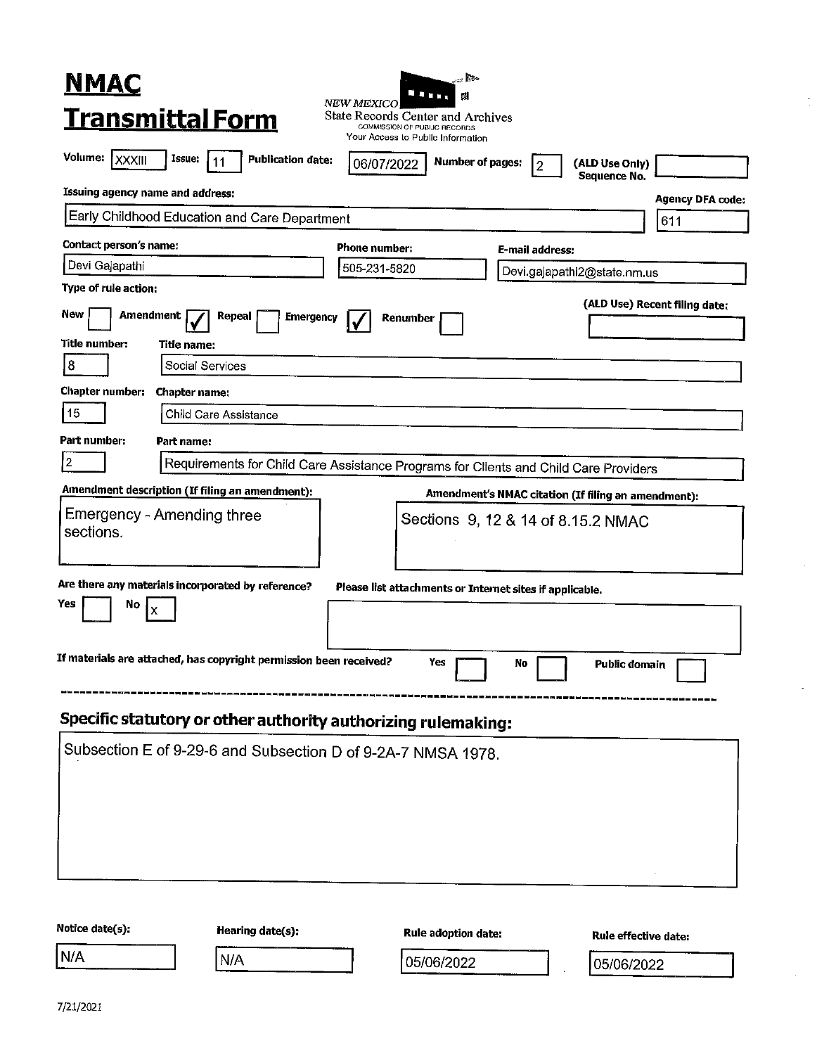# NMAC Transmittal Form

NEW MEXICO
State Records Center and Archives
COMMISSION OF PUBLIC RECORDS
Your Access to Public Information

**Volume:** XXXIII **Issue:** 11 **Publication date:** 06/07/2022 **Number of pages:** 2 **(ALD Use Only) Sequence No.**

**Issuing agency name and address:** Early Childhood Education and Care Department

**Agency DFA code:** 611

**Contact person's name:** Devi Gajapathi

**Phone number:** 505-231-5820

**E-mail address:** Devi.gajapathi2@state.nm.us

**Type of rule action:**

New [ ] Amendment [✓] Repeal [ ] Emergency [✓] Renumber [ ]

**(ALD Use) Recent filing date:**

**Title number:** 8 **Title name:** Social Services

**Chapter number:** 15 **Chapter name:** Child Care Assistance

**Part number:** 2 **Part name:** Requirements for Child Care Assistance Programs for Clients and Child Care Providers

**Amendment description (If filing an amendment):** Emergency - Amending three sections.

**Amendment's NMAC citation (If filing an amendment):** Sections 9, 12 & 14 of 8.15.2 NMAC

**Are there any materials incorporated by reference?** Yes [ ] No [X]

**Please list attachments or Internet sites if applicable.**

**If materials are attached, has copyright permission been received?** Yes [ ] No [ ] Public domain [ ]

---

## Specific statutory or other authority authorizing rulemaking:

Subsection E of 9-29-6 and Subsection D of 9-2A-7 NMSA 1978.

| Notice date(s): | Hearing date(s): | Rule adoption date: | Rule effective date: |
|---|---|---|---|
| N/A | N/A | 05/06/2022 | 05/06/2022 |

7/21/2021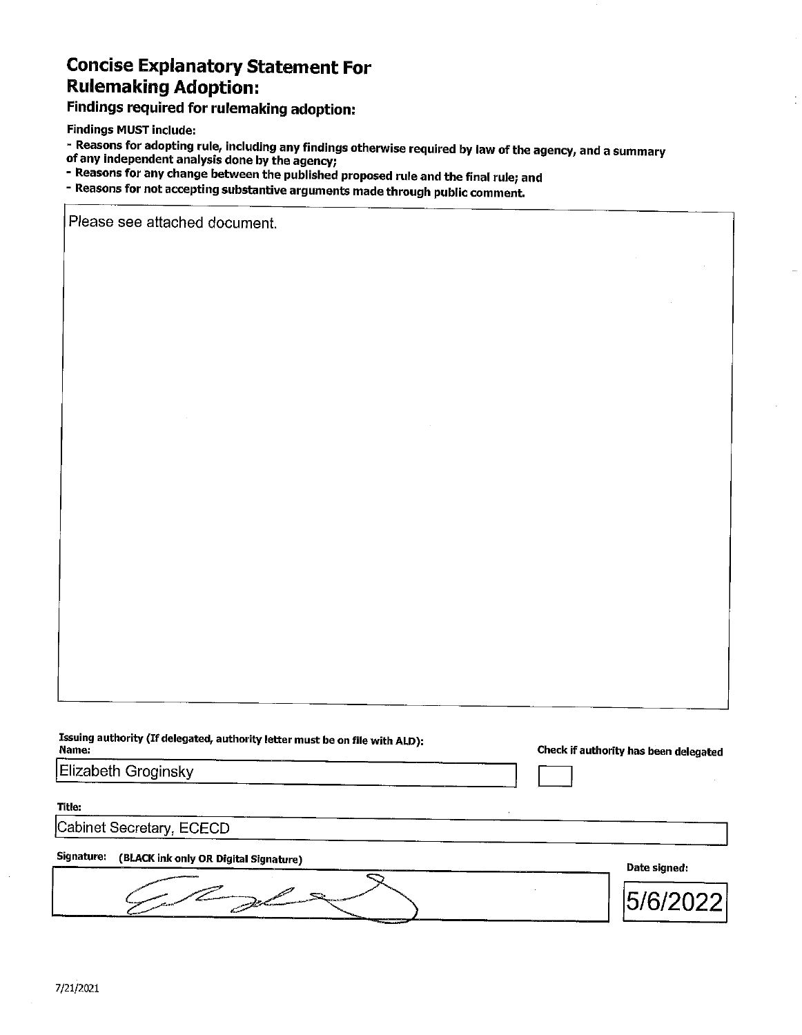# Concise Explanatory Statement For Rulemaking Adoption:

## Findings required for rulemaking adoption:

**Findings MUST include:**

- **Reasons for adopting rule, including any findings otherwise required by law of the agency, and a summary of any independent analysis done by the agency;**
- **Reasons for any change between the published proposed rule and the final rule; and**
- **Reasons for not accepting substantive arguments made through public comment.**

Please see attached document.

**Issuing authority (If delegated, authority letter must be on file with ALD):**

**Name:** Elizabeth Groginsky

**Check if authority has been delegated** ☐

**Title:** Cabinet Secretary, ECECD

**Signature: (BLACK ink only OR Digital Signature)** [signature]

**Date signed:** 5/6/2022

7/21/2021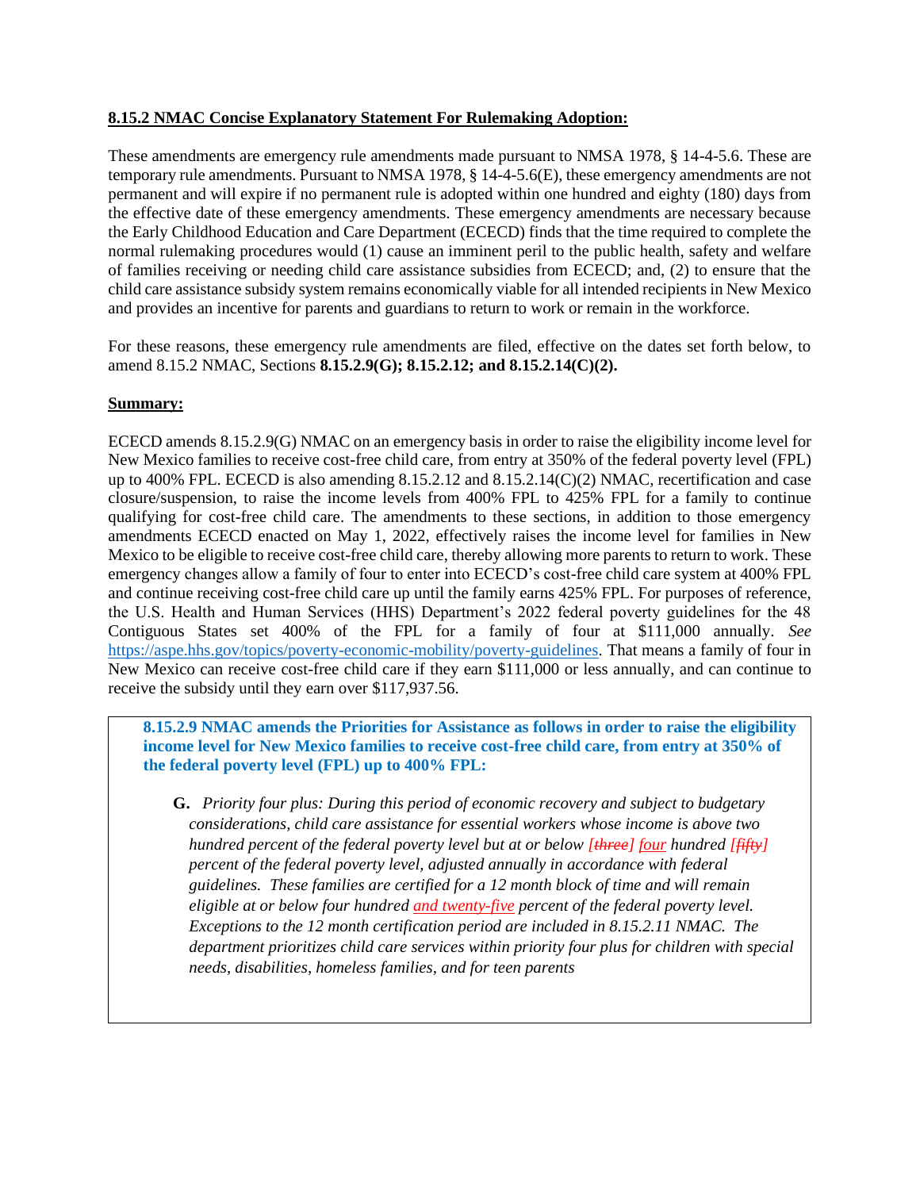**8.15.2 NMAC Concise Explanatory Statement For Rulemaking Adoption:**

These amendments are emergency rule amendments made pursuant to NMSA 1978, § 14-4-5.6. These are temporary rule amendments. Pursuant to NMSA 1978, § 14-4-5.6(E), these emergency amendments are not permanent and will expire if no permanent rule is adopted within one hundred and eighty (180) days from the effective date of these emergency amendments. These emergency amendments are necessary because the Early Childhood Education and Care Department (ECECD) finds that the time required to complete the normal rulemaking procedures would (1) cause an imminent peril to the public health, safety and welfare of families receiving or needing child care assistance subsidies from ECECD; and, (2) to ensure that the child care assistance subsidy system remains economically viable for all intended recipients in New Mexico and provides an incentive for parents and guardians to return to work or remain in the workforce.

For these reasons, these emergency rule amendments are filed, effective on the dates set forth below, to amend 8.15.2 NMAC, Sections **8.15.2.9(G); 8.15.2.12; and 8.15.2.14(C)(2).**

**Summary:**

ECECD amends 8.15.2.9(G) NMAC on an emergency basis in order to raise the eligibility income level for New Mexico families to receive cost-free child care, from entry at 350% of the federal poverty level (FPL) up to 400% FPL. ECECD is also amending 8.15.2.12 and 8.15.2.14(C)(2) NMAC, recertification and case closure/suspension, to raise the income levels from 400% FPL to 425% FPL for a family to continue qualifying for cost-free child care. The amendments to these sections, in addition to those emergency amendments ECECD enacted on May 1, 2022, effectively raises the income level for families in New Mexico to be eligible to receive cost-free child care, thereby allowing more parents to return to work. These emergency changes allow a family of four to enter into ECECD's cost-free child care system at 400% FPL and continue receiving cost-free child care up until the family earns 425% FPL. For purposes of reference, the U.S. Health and Human Services (HHS) Department's 2022 federal poverty guidelines for the 48 Contiguous States set 400% of the FPL for a family of four at $111,000 annually. *See* https://aspe.hhs.gov/topics/poverty-economic-mobility/poverty-guidelines. That means a family of four in New Mexico can receive cost-free child care if they earn $111,000 or less annually, and can continue to receive the subsidy until they earn over $117,937.56.

**8.15.2.9 NMAC amends the Priorities for Assistance as follows in order to raise the eligibility income level for New Mexico families to receive cost-free child care, from entry at 350% of the federal poverty level (FPL) up to 400% FPL:**

**G.** *Priority four plus: During this period of economic recovery and subject to budgetary considerations, child care assistance for essential workers whose income is above two hundred percent of the federal poverty level but at or below [~~three~~] four hundred [~~fifty~~] percent of the federal poverty level, adjusted annually in accordance with federal guidelines. These families are certified for a 12 month block of time and will remain eligible at or below four hundred and twenty-five percent of the federal poverty level. Exceptions to the 12 month certification period are included in 8.15.2.11 NMAC. The department prioritizes child care services within priority four plus for children with special needs, disabilities, homeless families, and for teen parents*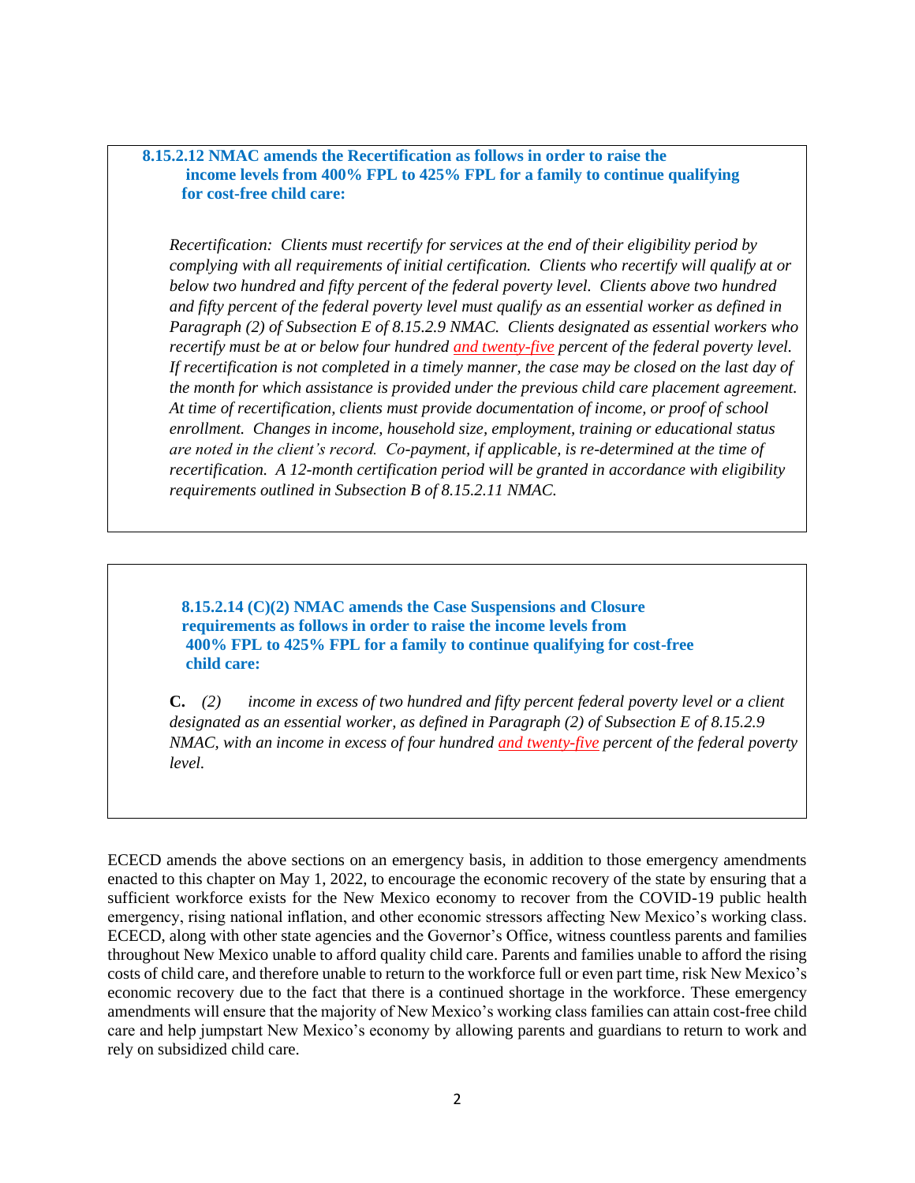**8.15.2.12 NMAC amends the Recertification as follows in order to raise the income levels from 400% FPL to 425% FPL for a family to continue qualifying for cost-free child care:**

*Recertification: Clients must recertify for services at the end of their eligibility period by complying with all requirements of initial certification. Clients who recertify will qualify at or below two hundred and fifty percent of the federal poverty level. Clients above two hundred and fifty percent of the federal poverty level must qualify as an essential worker as defined in Paragraph (2) of Subsection E of 8.15.2.9 NMAC. Clients designated as essential workers who recertify must be at or below four hundred <u>and twenty-five</u> percent of the federal poverty level. If recertification is not completed in a timely manner, the case may be closed on the last day of the month for which assistance is provided under the previous child care placement agreement. At time of recertification, clients must provide documentation of income, or proof of school enrollment. Changes in income, household size, employment, training or educational status are noted in the client's record. Co-payment, if applicable, is re-determined at the time of recertification. A 12-month certification period will be granted in accordance with eligibility requirements outlined in Subsection B of 8.15.2.11 NMAC.*

**8.15.2.14 (C)(2) NMAC amends the Case Suspensions and Closure requirements as follows in order to raise the income levels from 400% FPL to 425% FPL for a family to continue qualifying for cost-free child care:**

**C.** *(2) income in excess of two hundred and fifty percent federal poverty level or a client designated as an essential worker, as defined in Paragraph (2) of Subsection E of 8.15.2.9 NMAC, with an income in excess of four hundred <u>and twenty-five</u> percent of the federal poverty level.*

ECECD amends the above sections on an emergency basis, in addition to those emergency amendments enacted to this chapter on May 1, 2022, to encourage the economic recovery of the state by ensuring that a sufficient workforce exists for the New Mexico economy to recover from the COVID-19 public health emergency, rising national inflation, and other economic stressors affecting New Mexico's working class. ECECD, along with other state agencies and the Governor's Office, witness countless parents and families throughout New Mexico unable to afford quality child care. Parents and families unable to afford the rising costs of child care, and therefore unable to return to the workforce full or even part time, risk New Mexico's economic recovery due to the fact that there is a continued shortage in the workforce. These emergency amendments will ensure that the majority of New Mexico's working class families can attain cost-free child care and help jumpstart New Mexico's economy by allowing parents and guardians to return to work and rely on subsidized child care.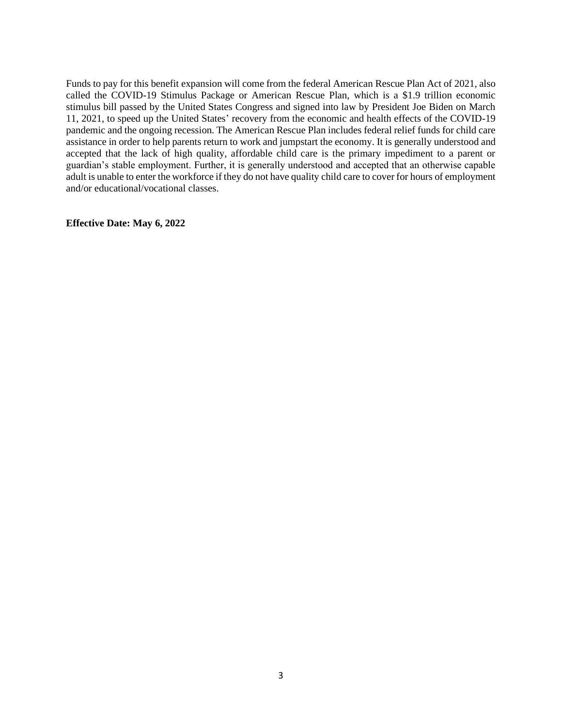Funds to pay for this benefit expansion will come from the federal American Rescue Plan Act of 2021, also called the COVID-19 Stimulus Package or American Rescue Plan, which is a $1.9 trillion economic stimulus bill passed by the United States Congress and signed into law by President Joe Biden on March 11, 2021, to speed up the United States' recovery from the economic and health effects of the COVID-19 pandemic and the ongoing recession. The American Rescue Plan includes federal relief funds for child care assistance in order to help parents return to work and jumpstart the economy. It is generally understood and accepted that the lack of high quality, affordable child care is the primary impediment to a parent or guardian's stable employment. Further, it is generally understood and accepted that an otherwise capable adult is unable to enter the workforce if they do not have quality child care to cover for hours of employment and/or educational/vocational classes.

**Effective Date: May 6, 2022**